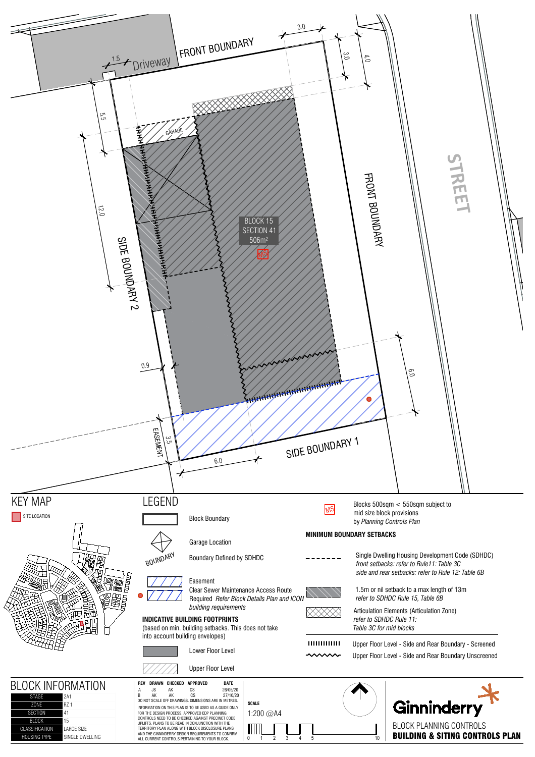FRONT BOUNDARY

Driveway

1.5

3.0

3.0

4.0

5.5

GARAGE

12.0

BLOCK 15
SECTION 41
506m²

MS

FRONT BOUNDARY

STREET

SIDE BOUNDARY 2

0.9

6.0

EASEMENT

3.5

6.0

SIDE BOUNDARY 1

## KEY MAP

SITE LOCATION

## LEGEND

Block Boundary

Garage Location

Boundary Defined by SDHDC

Easement
Clear Sewer Maintenance Access Route Required *Refer Block Details Plan and ICON building requirements*

**INDICATIVE BUILDING FOOTPRINTS**
(based on min. building setbacks. This does not take into account building envelopes)

Lower Floor Level

Upper Floor Level

MS — Blocks 500sqm < 550sqm subject to mid size block provisions by *Planning Controls Plan*

**MINIMUM BOUNDARY SETBACKS**

Single Dwelling Housing Development Code (SDHDC)
*front setbacks: refer to Rule11: Table 3C*
*side and rear setbacks: refer to Rule 12: Table 6B*

1.5m or nil setback to a max length of 13m
*refer to SDHDC Rule 15, Table 6B*

Articulation Elements (Articulation Zone)
*refer to SDHDC Rule 11: Table 3C for mid blocks*

Upper Floor Level - Side and Rear Boundary - Screened

Upper Floor Level - Side and Rear Boundary Unscreened

## BLOCK INFORMATION

| | |
|---|---|
| STAGE | 2A1 |
| ZONE | RZ 1 |
| SECTION | 41 |
| BLOCK | 15 |
| CLASSIFICATION | LARGE SIZE |
| HOUSING TYPE | SINGLE DWELLING |

| REV | DRAWN | CHECKED | APPROVED | DATE |
|---|---|---|---|---|
| A | JS | AK | CS | 26/05/20 |
| B | AK | AK | CS | 27/10/20 |

DO NOT SCALE OFF DRAWINGS. DIMENSIONS ARE IN METRES.

INFORMATION ON THIS PLAN IS TO BE USED AS A GUIDE ONLY FOR THE DESIGN PROCESS. APPROVED EDP PLANNING CONTROLS NEED TO BE CHECKED AGAINST PRECINCT CODE UPLIFTS. PLANS TO BE READ IN CONJUNCTION WITH THE TERRITORY PLAN ALONG WITH BLOCK DISCLOSURE PLANS AND THE GINNINDERRY DESIGN REQUIREMENTS TO CONFIRM ALL CURRENT CONTROLS PERTAINING TO YOUR BLOCK.

**SCALE**
1:200 @A4

0 1 2 3 4 5 10

Ginninderry

BLOCK PLANNING CONTROLS
**BUILDING & SITING CONTROLS PLAN**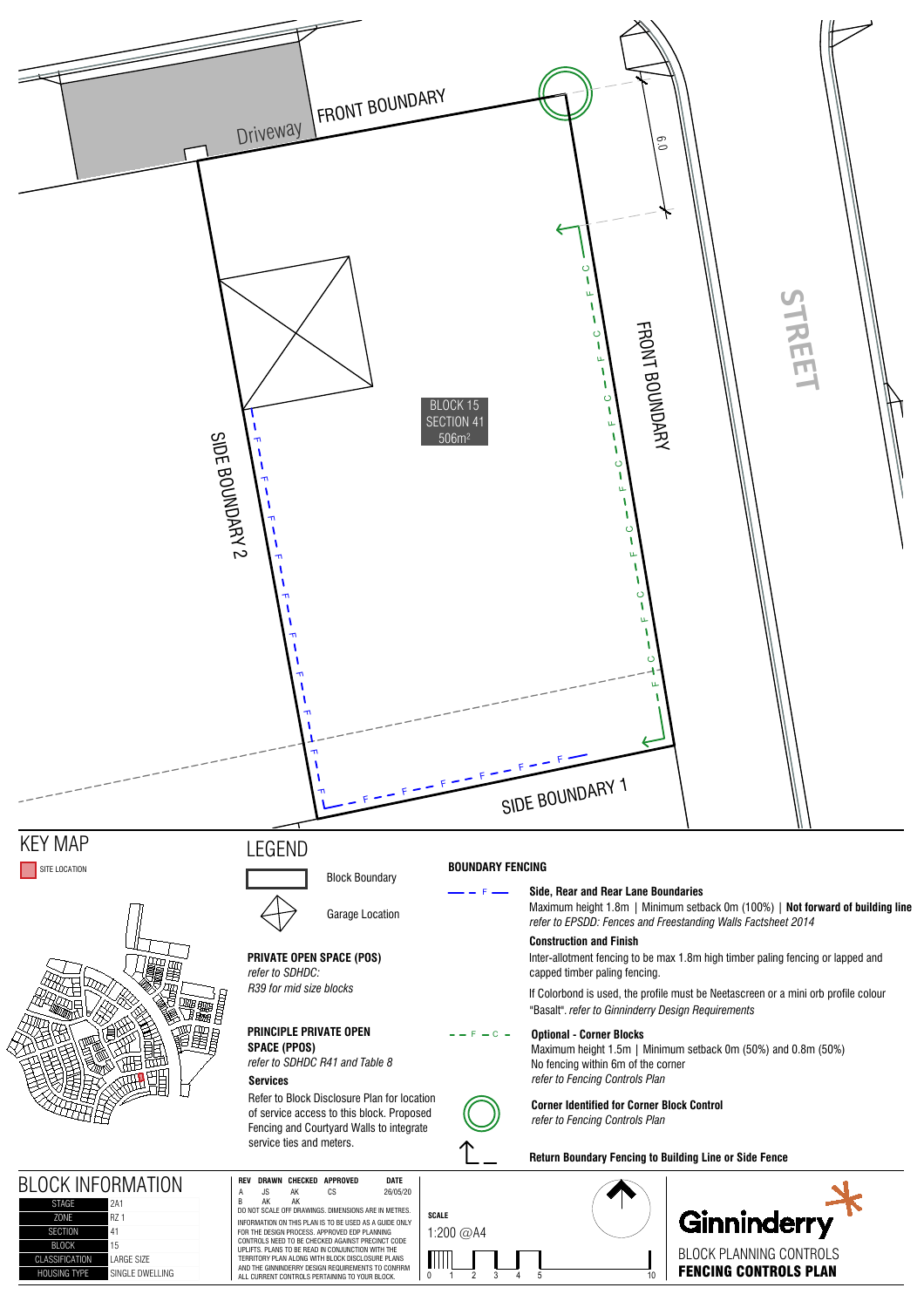FRONT BOUNDARY

Driveway

FRONT BOUNDARY

6.0

STREET

BLOCK 15
SECTION 41
506m²

SIDE BOUNDARY 2

SIDE BOUNDARY 1

## KEY MAP

SITE LOCATION

## LEGEND

Block Boundary

Garage Location

**PRIVATE OPEN SPACE (POS)**
*refer to SDHDC:*
*R39 for mid size blocks*

**PRINCIPLE PRIVATE OPEN SPACE (PPOS)**
*refer to SDHDC R41 and Table 8*

**Services**

Refer to Block Disclosure Plan for location of service access to this block. Proposed Fencing and Courtyard Walls to integrate service ties and meters.

**BOUNDARY FENCING**

**Side, Rear and Rear Lane Boundaries**
Maximum height 1.8m | Minimum setback 0m (100%) | **Not forward of building line**
*refer to EPSDD: Fences and Freestanding Walls Factsheet 2014*

**Construction and Finish**
Inter-allotment fencing to be max 1.8m high timber paling fencing or lapped and capped timber paling fencing.

If Colorbond is used, the profile must be Neetascreen or a mini orb profile colour "Basalt". *refer to Ginninderry Design Requirements*

**Optional - Corner Blocks**
Maximum height 1.5m | Minimum setback 0m (50%) and 0.8m (50%)
No fencing within 6m of the corner
*refer to Fencing Controls Plan*

**Corner Identified for Corner Block Control**
*refer to Fencing Controls Plan*

**Return Boundary Fencing to Building Line or Side Fence**

## BLOCK INFORMATION

| | |
|---|---|
| STAGE | 2A1 |
| ZONE | RZ 1 |
| SECTION | 41 |
| BLOCK | 15 |
| CLASSIFICATION | LARGE SIZE |
| HOUSING TYPE | SINGLE DWELLING |

| REV | DRAWN | CHECKED | APPROVED | DATE |
|---|---|---|---|---|
| A | JS | AK | CS | 26/05/20 |
| B | AK | AK | | |

DO NOT SCALE OFF DRAWINGS. DIMENSIONS ARE IN METRES.

INFORMATION ON THIS PLAN IS TO BE USED AS A GUIDE ONLY FOR THE DESIGN PROCESS. APPROVED EDP PLANNING CONTROLS NEED TO BE CHECKED AGAINST PRECINCT CODE UPLIFTS. PLANS TO BE READ IN CONJUNCTION WITH THE TERRITORY PLAN ALONG WITH BLOCK DISCLOSURE PLANS AND THE GINNINDERRY DESIGN REQUIREMENTS TO CONFIRM ALL CURRENT CONTROLS PERTAINING TO YOUR BLOCK.

**SCALE**
1:200 @A4

0 1 2 3 4 5 10

Ginninderry

BLOCK PLANNING CONTROLS
**FENCING CONTROLS PLAN**